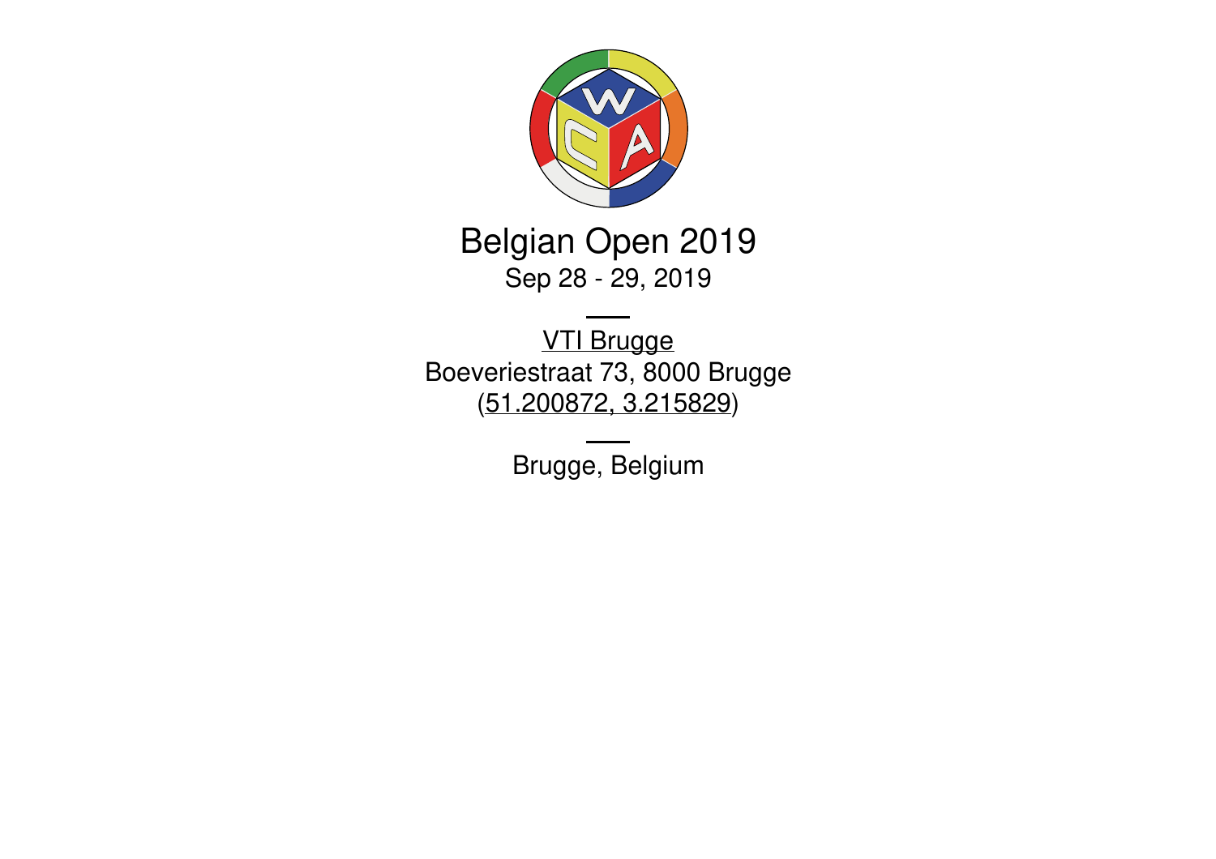# Belgian Open 2019

Sep 28 - 29, 2019

---

VTI Brugge
Boeveriestraat 73, 8000 Brugge
(51.200872, 3.215829)

---

Brugge, Belgium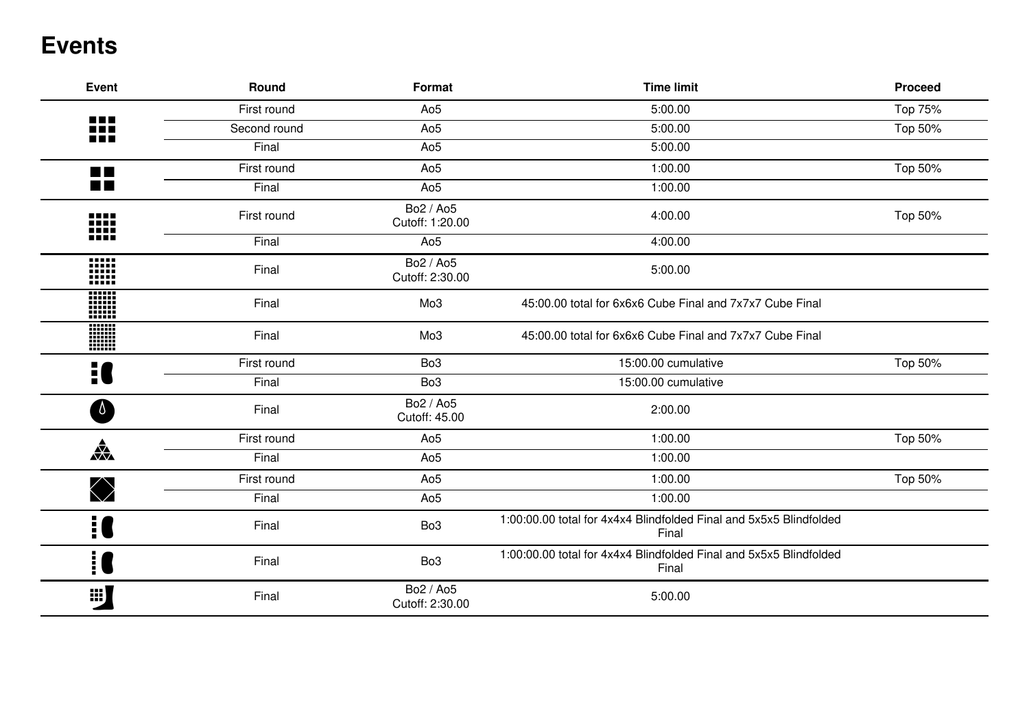# Events

| Event | Round | Format | Time limit | Proceed |
|---|---|---|---|---|
| | First round | Ao5 | 5:00.00 | Top 75% |
| | Second round | Ao5 | 5:00.00 | Top 50% |
| | Final | Ao5 | 5:00.00 | |
| | First round | Ao5 | 1:00.00 | Top 50% |
| | Final | Ao5 | 1:00.00 | |
| | First round | Bo2 / Ao5 Cutoff: 1:20.00 | 4:00.00 | Top 50% |
| | Final | Ao5 | 4:00.00 | |
| | Final | Bo2 / Ao5 Cutoff: 2:30.00 | 5:00.00 | |
| | Final | Mo3 | 45:00.00 total for 6x6x6 Cube Final and 7x7x7 Cube Final | |
| | Final | Mo3 | 45:00.00 total for 6x6x6 Cube Final and 7x7x7 Cube Final | |
| | First round | Bo3 | 15:00.00 cumulative | Top 50% |
| | Final | Bo3 | 15:00.00 cumulative | |
| | Final | Bo2 / Ao5 Cutoff: 45.00 | 2:00.00 | |
| | First round | Ao5 | 1:00.00 | Top 50% |
| | Final | Ao5 | 1:00.00 | |
| | First round | Ao5 | 1:00.00 | Top 50% |
| | Final | Ao5 | 1:00.00 | |
| | Final | Bo3 | 1:00:00.00 total for 4x4x4 Blindfolded Final and 5x5x5 Blindfolded Final | |
| | Final | Bo3 | 1:00:00.00 total for 4x4x4 Blindfolded Final and 5x5x5 Blindfolded Final | |
| | Final | Bo2 / Ao5 Cutoff: 2:30.00 | 5:00.00 | |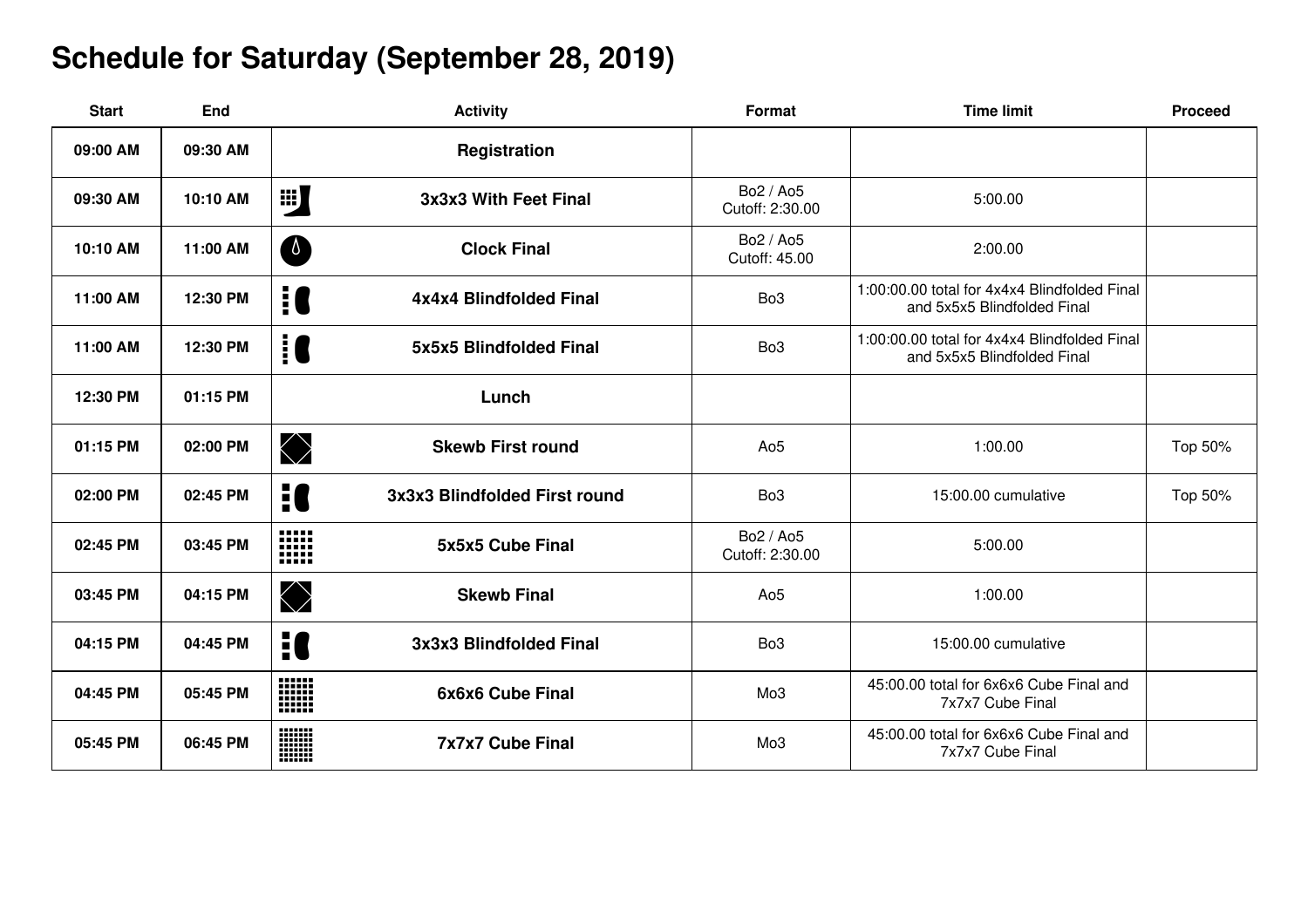# Schedule for Saturday (September 28, 2019)

| Start | End | Activity | Format | Time limit | Proceed |
|---|---|---|---|---|---|
| 09:00 AM | 09:30 AM | **Registration** | | | |
| 09:30 AM | 10:10 AM | **3x3x3 With Feet Final** | Bo2 / Ao5<br>Cutoff: 2:30.00 | 5:00.00 | |
| 10:10 AM | 11:00 AM | **Clock Final** | Bo2 / Ao5<br>Cutoff: 45.00 | 2:00.00 | |
| 11:00 AM | 12:30 PM | **4x4x4 Blindfolded Final** | Bo3 | 1:00:00.00 total for 4x4x4 Blindfolded Final and 5x5x5 Blindfolded Final | |
| 11:00 AM | 12:30 PM | **5x5x5 Blindfolded Final** | Bo3 | 1:00:00.00 total for 4x4x4 Blindfolded Final and 5x5x5 Blindfolded Final | |
| 12:30 PM | 01:15 PM | **Lunch** | | | |
| 01:15 PM | 02:00 PM | **Skewb First round** | Ao5 | 1:00.00 | Top 50% |
| 02:00 PM | 02:45 PM | **3x3x3 Blindfolded First round** | Bo3 | 15:00.00 cumulative | Top 50% |
| 02:45 PM | 03:45 PM | **5x5x5 Cube Final** | Bo2 / Ao5<br>Cutoff: 2:30.00 | 5:00.00 | |
| 03:45 PM | 04:15 PM | **Skewb Final** | Ao5 | 1:00.00 | |
| 04:15 PM | 04:45 PM | **3x3x3 Blindfolded Final** | Bo3 | 15:00.00 cumulative | |
| 04:45 PM | 05:45 PM | **6x6x6 Cube Final** | Mo3 | 45:00.00 total for 6x6x6 Cube Final and 7x7x7 Cube Final | |
| 05:45 PM | 06:45 PM | **7x7x7 Cube Final** | Mo3 | 45:00.00 total for 6x6x6 Cube Final and 7x7x7 Cube Final | |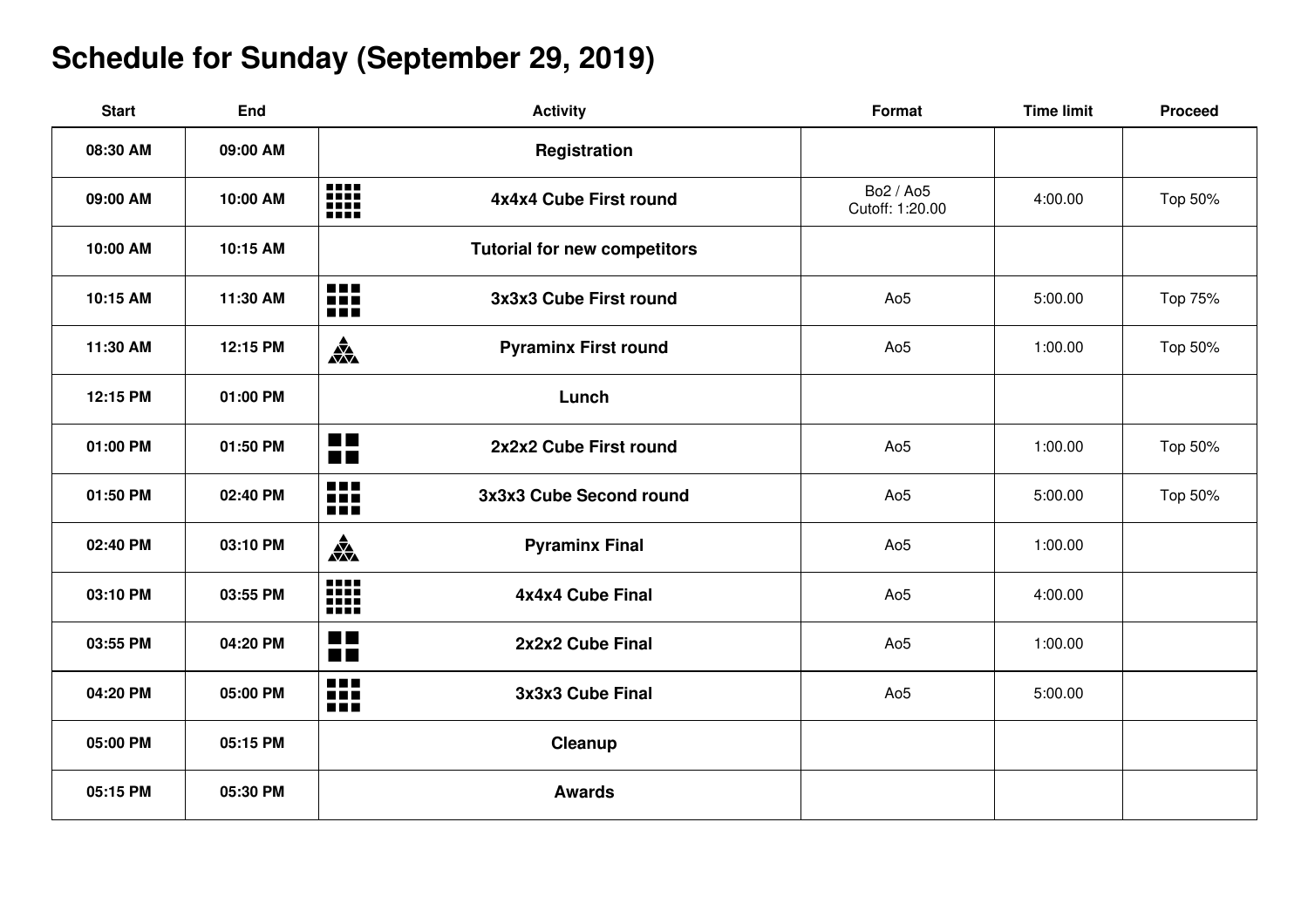# Schedule for Sunday (September 29, 2019)

| Start | End | Activity | Format | Time limit | Proceed |
|---|---|---|---|---|---|
| 08:30 AM | 09:00 AM | **Registration** | | | |
| 09:00 AM | 10:00 AM | **4x4x4 Cube First round** | Bo2 / Ao5<br>Cutoff: 1:20.00 | 4:00.00 | Top 50% |
| 10:00 AM | 10:15 AM | **Tutorial for new competitors** | | | |
| 10:15 AM | 11:30 AM | **3x3x3 Cube First round** | Ao5 | 5:00.00 | Top 75% |
| 11:30 AM | 12:15 PM | **Pyraminx First round** | Ao5 | 1:00.00 | Top 50% |
| 12:15 PM | 01:00 PM | **Lunch** | | | |
| 01:00 PM | 01:50 PM | **2x2x2 Cube First round** | Ao5 | 1:00.00 | Top 50% |
| 01:50 PM | 02:40 PM | **3x3x3 Cube Second round** | Ao5 | 5:00.00 | Top 50% |
| 02:40 PM | 03:10 PM | **Pyraminx Final** | Ao5 | 1:00.00 | |
| 03:10 PM | 03:55 PM | **4x4x4 Cube Final** | Ao5 | 4:00.00 | |
| 03:55 PM | 04:20 PM | **2x2x2 Cube Final** | Ao5 | 1:00.00 | |
| 04:20 PM | 05:00 PM | **3x3x3 Cube Final** | Ao5 | 5:00.00 | |
| 05:00 PM | 05:15 PM | **Cleanup** | | | |
| 05:15 PM | 05:30 PM | **Awards** | | | |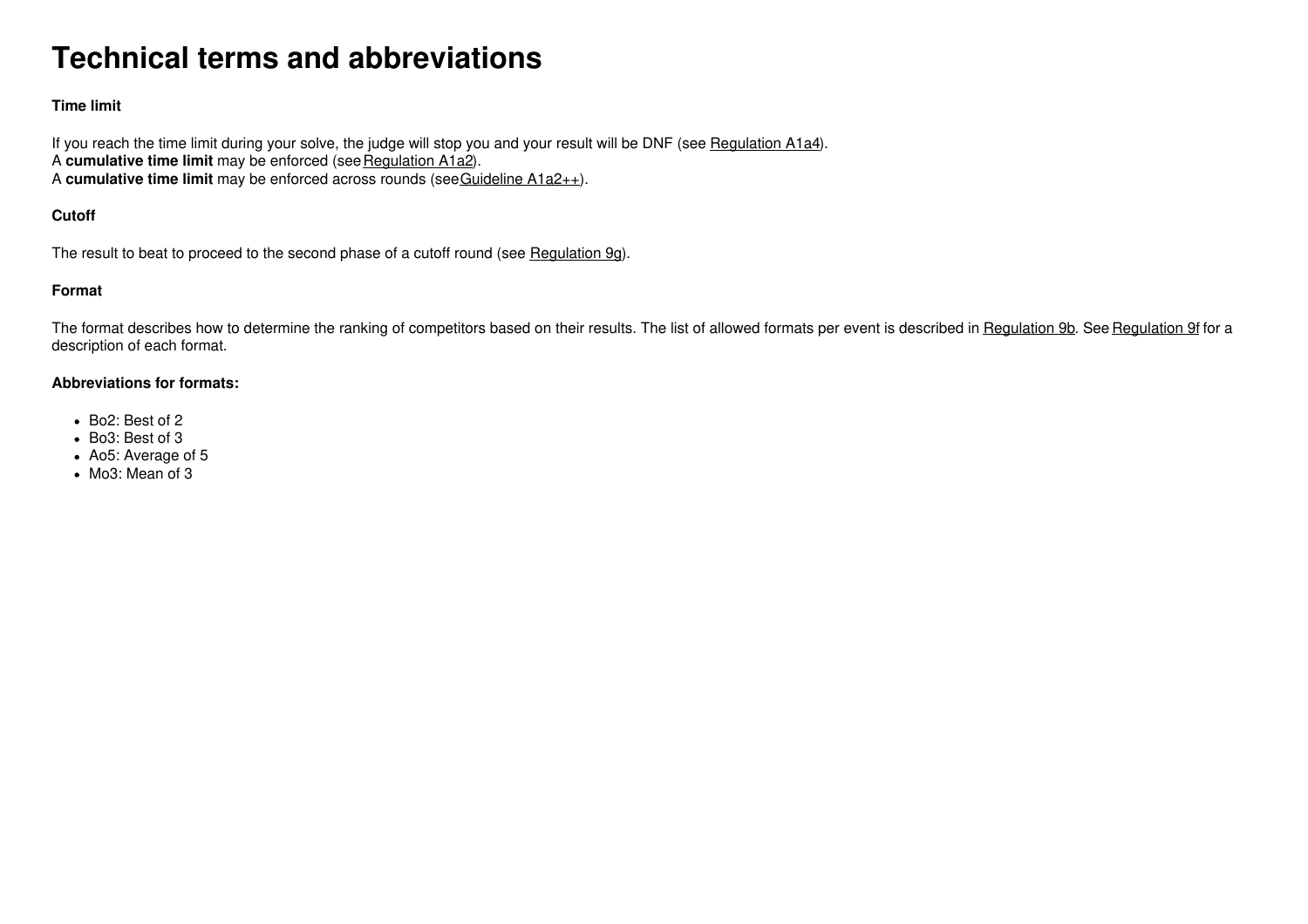# Technical terms and abbreviations

**Time limit**

If you reach the time limit during your solve, the judge will stop you and your result will be DNF (see Regulation A1a4).
A **cumulative time limit** may be enforced (see Regulation A1a2).
A **cumulative time limit** may be enforced across rounds (see Guideline A1a2++).

**Cutoff**

The result to beat to proceed to the second phase of a cutoff round (see Regulation 9g).

**Format**

The format describes how to determine the ranking of competitors based on their results. The list of allowed formats per event is described in Regulation 9b. See Regulation 9f for a description of each format.

**Abbreviations for formats:**

- Bo2: Best of 2
- Bo3: Best of 3
- Ao5: Average of 5
- Mo3: Mean of 3